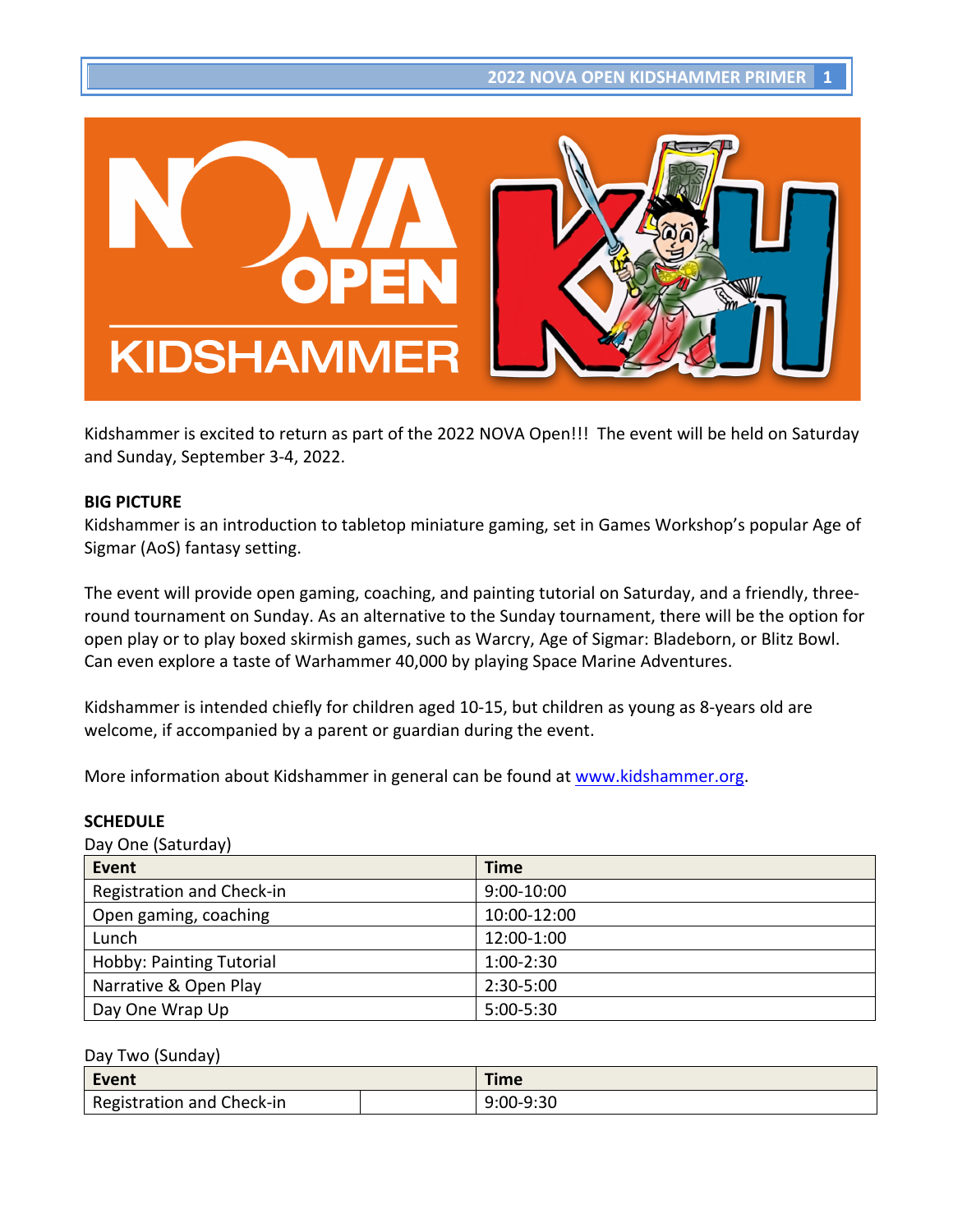Kidshammer is excited to return as part of the 2022 NOVA Open!!! The event will be held on Saturday and Sunday, September 3-4, 2022.

**BIG PICTURE**

Kidshammer is an introduction to tabletop miniature gaming, set in Games Workshop's popular Age of Sigmar (AoS) fantasy setting.

The event will provide open gaming, coaching, and painting tutorial on Saturday, and a friendly, three-round tournament on Sunday. As an alternative to the Sunday tournament, there will be the option for open play or to play boxed skirmish games, such as Warcry, Age of Sigmar: Bladeborn, or Blitz Bowl. Can even explore a taste of Warhammer 40,000 by playing Space Marine Adventures.

Kidshammer is intended chiefly for children aged 10-15, but children as young as 8-years old are welcome, if accompanied by a parent or guardian during the event.

More information about Kidshammer in general can be found at www.kidshammer.org.

**SCHEDULE**

Day One (Saturday)

| Event | Time |
|---|---|
| Registration and Check-in | 9:00-10:00 |
| Open gaming, coaching | 10:00-12:00 |
| Lunch | 12:00-1:00 |
| Hobby: Painting Tutorial | 1:00-2:30 |
| Narrative & Open Play | 2:30-5:00 |
| Day One Wrap Up | 5:00-5:30 |

Day Two (Sunday)

| Event | | Time |
|---|---|---|
| Registration and Check-in | | 9:00-9:30 |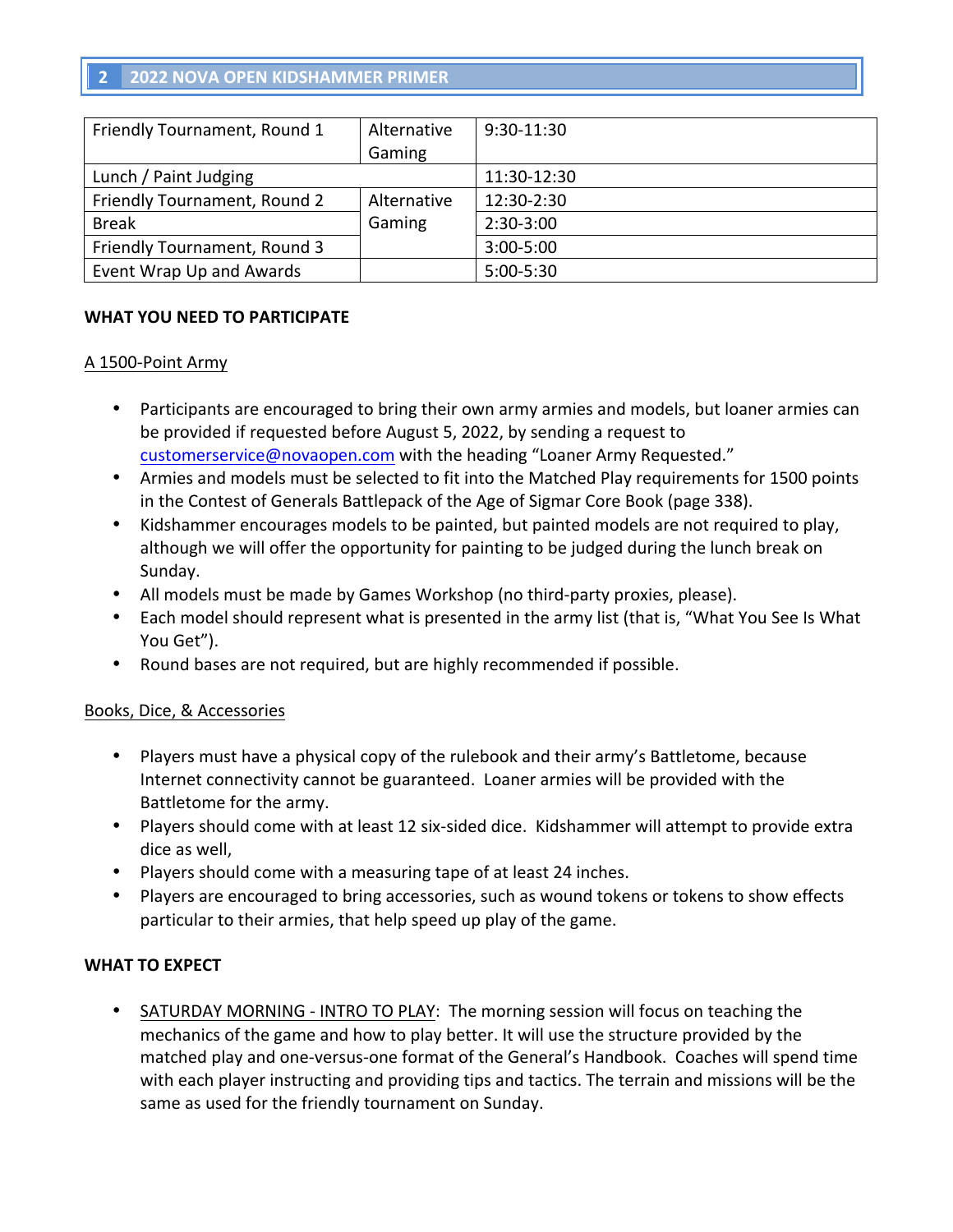| Friendly Tournament, Round 1 | Alternative Gaming | 9:30-11:30 |
|---|---|---|
| Lunch / Paint Judging | | 11:30-12:30 |
| Friendly Tournament, Round 2 | Alternative Gaming | 12:30-2:30 |
| Break | | 2:30-3:00 |
| Friendly Tournament, Round 3 | | 3:00-5:00 |
| Event Wrap Up and Awards | | 5:00-5:30 |

**WHAT YOU NEED TO PARTICIPATE**

A 1500-Point Army

- Participants are encouraged to bring their own army armies and models, but loaner armies can be provided if requested before August 5, 2022, by sending a request to customerservice@novaopen.com with the heading "Loaner Army Requested."
- Armies and models must be selected to fit into the Matched Play requirements for 1500 points in the Contest of Generals Battlepack of the Age of Sigmar Core Book (page 338).
- Kidshammer encourages models to be painted, but painted models are not required to play, although we will offer the opportunity for painting to be judged during the lunch break on Sunday.
- All models must be made by Games Workshop (no third-party proxies, please).
- Each model should represent what is presented in the army list (that is, "What You See Is What You Get").
- Round bases are not required, but are highly recommended if possible.

Books, Dice, & Accessories

- Players must have a physical copy of the rulebook and their army's Battletome, because Internet connectivity cannot be guaranteed. Loaner armies will be provided with the Battletome for the army.
- Players should come with at least 12 six-sided dice. Kidshammer will attempt to provide extra dice as well,
- Players should come with a measuring tape of at least 24 inches.
- Players are encouraged to bring accessories, such as wound tokens or tokens to show effects particular to their armies, that help speed up play of the game.

**WHAT TO EXPECT**

- SATURDAY MORNING - INTRO TO PLAY: The morning session will focus on teaching the mechanics of the game and how to play better. It will use the structure provided by the matched play and one-versus-one format of the General's Handbook. Coaches will spend time with each player instructing and providing tips and tactics. The terrain and missions will be the same as used for the friendly tournament on Sunday.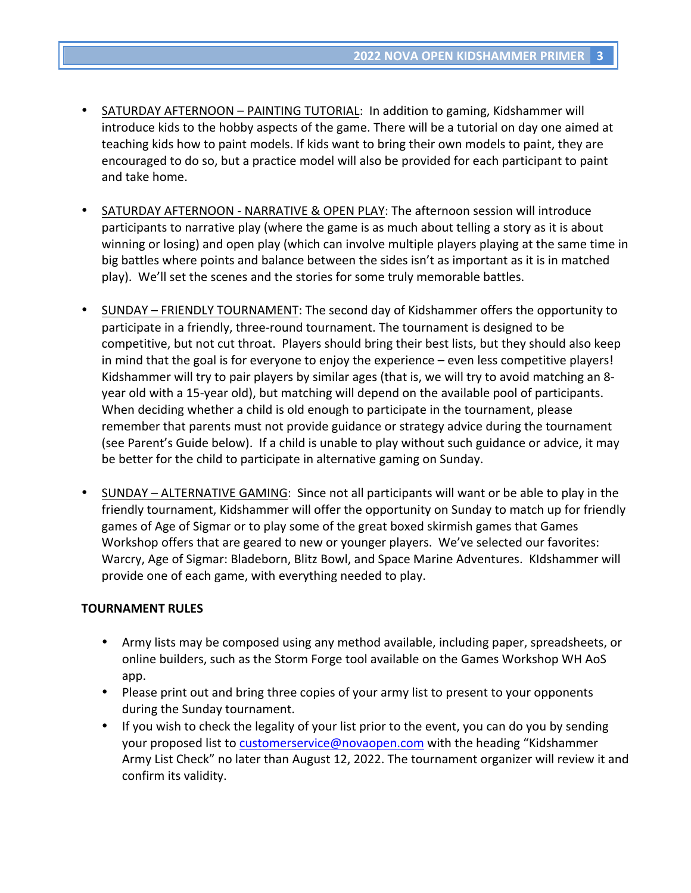- SATURDAY AFTERNOON – PAINTING TUTORIAL: In addition to gaming, Kidshammer will introduce kids to the hobby aspects of the game. There will be a tutorial on day one aimed at teaching kids how to paint models. If kids want to bring their own models to paint, they are encouraged to do so, but a practice model will also be provided for each participant to paint and take home.

- SATURDAY AFTERNOON - NARRATIVE & OPEN PLAY: The afternoon session will introduce participants to narrative play (where the game is as much about telling a story as it is about winning or losing) and open play (which can involve multiple players playing at the same time in big battles where points and balance between the sides isn't as important as it is in matched play). We'll set the scenes and the stories for some truly memorable battles.

- SUNDAY – FRIENDLY TOURNAMENT: The second day of Kidshammer offers the opportunity to participate in a friendly, three-round tournament. The tournament is designed to be competitive, but not cut throat. Players should bring their best lists, but they should also keep in mind that the goal is for everyone to enjoy the experience – even less competitive players! Kidshammer will try to pair players by similar ages (that is, we will try to avoid matching an 8-year old with a 15-year old), but matching will depend on the available pool of participants. When deciding whether a child is old enough to participate in the tournament, please remember that parents must not provide guidance or strategy advice during the tournament (see Parent's Guide below). If a child is unable to play without such guidance or advice, it may be better for the child to participate in alternative gaming on Sunday.

- SUNDAY – ALTERNATIVE GAMING: Since not all participants will want or be able to play in the friendly tournament, Kidshammer will offer the opportunity on Sunday to match up for friendly games of Age of Sigmar or to play some of the great boxed skirmish games that Games Workshop offers that are geared to new or younger players. We've selected our favorites: Warcry, Age of Sigmar: Bladeborn, Blitz Bowl, and Space Marine Adventures. KIdshammer will provide one of each game, with everything needed to play.

**TOURNAMENT RULES**

- Army lists may be composed using any method available, including paper, spreadsheets, or online builders, such as the Storm Forge tool available on the Games Workshop WH AoS app.
- Please print out and bring three copies of your army list to present to your opponents during the Sunday tournament.
- If you wish to check the legality of your list prior to the event, you can do you by sending your proposed list to customerservice@novaopen.com with the heading "Kidshammer Army List Check" no later than August 12, 2022. The tournament organizer will review it and confirm its validity.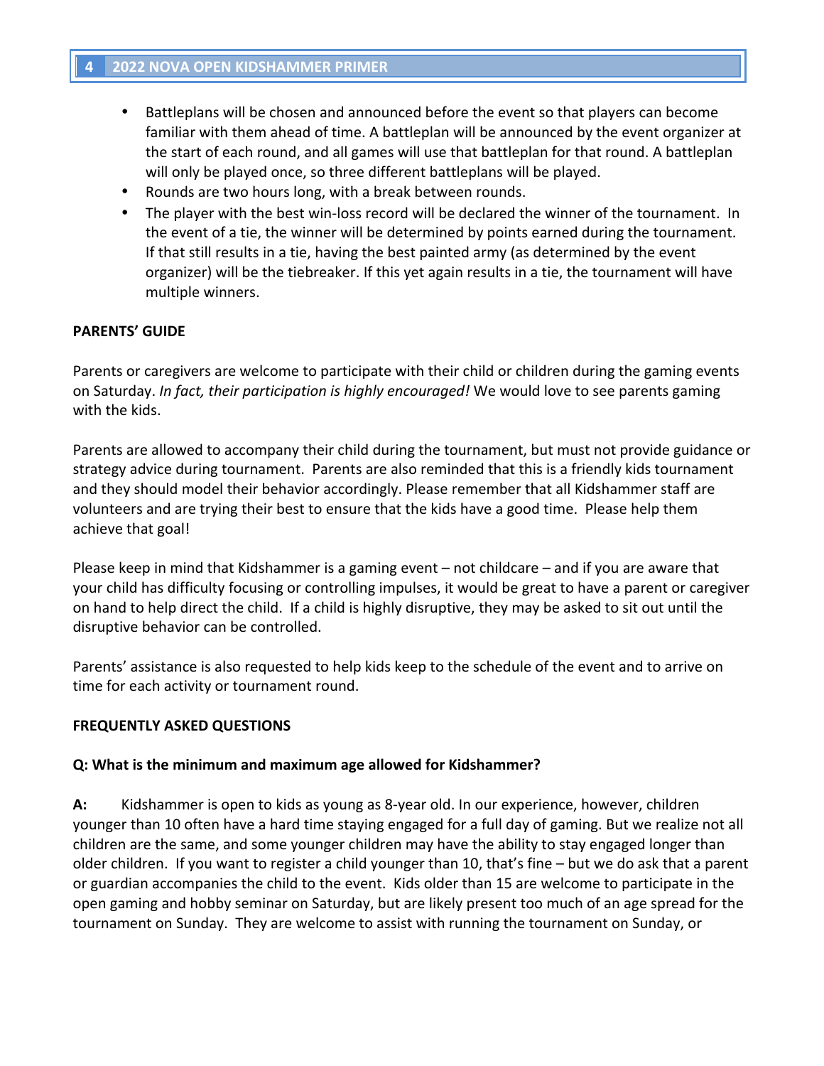- Battleplans will be chosen and announced before the event so that players can become familiar with them ahead of time. A battleplan will be announced by the event organizer at the start of each round, and all games will use that battleplan for that round. A battleplan will only be played once, so three different battleplans will be played.
- Rounds are two hours long, with a break between rounds.
- The player with the best win-loss record will be declared the winner of the tournament. In the event of a tie, the winner will be determined by points earned during the tournament. If that still results in a tie, having the best painted army (as determined by the event organizer) will be the tiebreaker. If this yet again results in a tie, the tournament will have multiple winners.

**PARENTS' GUIDE**

Parents or caregivers are welcome to participate with their child or children during the gaming events on Saturday. *In fact, their participation is highly encouraged!* We would love to see parents gaming with the kids.

Parents are allowed to accompany their child during the tournament, but must not provide guidance or strategy advice during tournament. Parents are also reminded that this is a friendly kids tournament and they should model their behavior accordingly. Please remember that all Kidshammer staff are volunteers and are trying their best to ensure that the kids have a good time. Please help them achieve that goal!

Please keep in mind that Kidshammer is a gaming event – not childcare – and if you are aware that your child has difficulty focusing or controlling impulses, it would be great to have a parent or caregiver on hand to help direct the child. If a child is highly disruptive, they may be asked to sit out until the disruptive behavior can be controlled.

Parents' assistance is also requested to help kids keep to the schedule of the event and to arrive on time for each activity or tournament round.

**FREQUENTLY ASKED QUESTIONS**

**Q: What is the minimum and maximum age allowed for Kidshammer?**

**A:** Kidshammer is open to kids as young as 8-year old. In our experience, however, children younger than 10 often have a hard time staying engaged for a full day of gaming. But we realize not all children are the same, and some younger children may have the ability to stay engaged longer than older children. If you want to register a child younger than 10, that's fine – but we do ask that a parent or guardian accompanies the child to the event. Kids older than 15 are welcome to participate in the open gaming and hobby seminar on Saturday, but are likely present too much of an age spread for the tournament on Sunday. They are welcome to assist with running the tournament on Sunday, or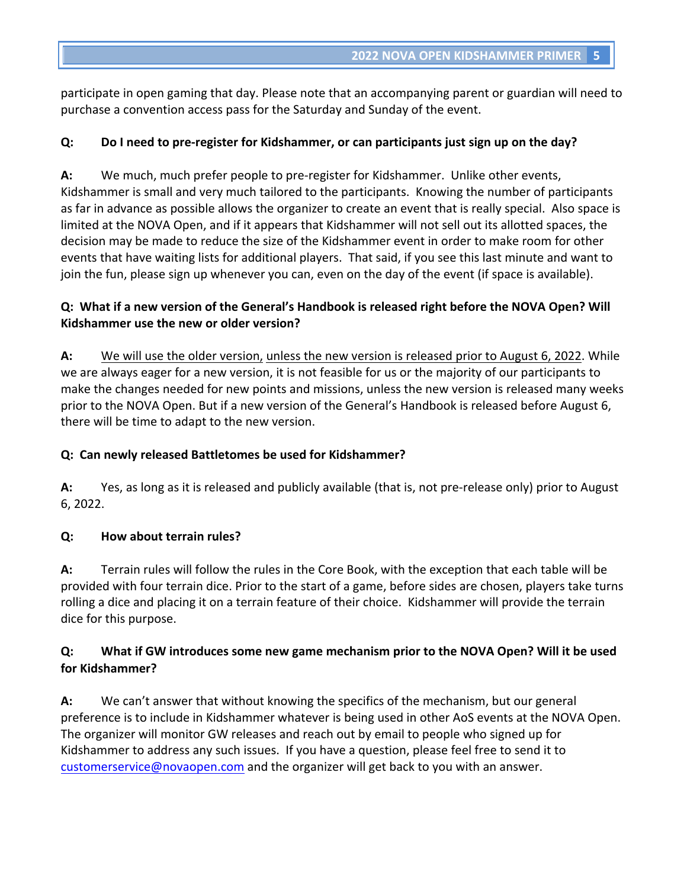participate in open gaming that day. Please note that an accompanying parent or guardian will need to purchase a convention access pass for the Saturday and Sunday of the event.

**Q: Do I need to pre-register for Kidshammer, or can participants just sign up on the day?**

**A:** We much, much prefer people to pre-register for Kidshammer. Unlike other events, Kidshammer is small and very much tailored to the participants. Knowing the number of participants as far in advance as possible allows the organizer to create an event that is really special. Also space is limited at the NOVA Open, and if it appears that Kidshammer will not sell out its allotted spaces, the decision may be made to reduce the size of the Kidshammer event in order to make room for other events that have waiting lists for additional players. That said, if you see this last minute and want to join the fun, please sign up whenever you can, even on the day of the event (if space is available).

**Q: What if a new version of the General's Handbook is released right before the NOVA Open? Will Kidshammer use the new or older version?**

**A:** <u>We will use the older version</u>, <u>unless the new version is released prior to August 6, 2022</u>. While we are always eager for a new version, it is not feasible for us or the majority of our participants to make the changes needed for new points and missions, unless the new version is released many weeks prior to the NOVA Open. But if a new version of the General's Handbook is released before August 6, there will be time to adapt to the new version.

**Q: Can newly released Battletomes be used for Kidshammer?**

**A:** Yes, as long as it is released and publicly available (that is, not pre-release only) prior to August 6, 2022.

**Q: How about terrain rules?**

**A:** Terrain rules will follow the rules in the Core Book, with the exception that each table will be provided with four terrain dice. Prior to the start of a game, before sides are chosen, players take turns rolling a dice and placing it on a terrain feature of their choice. Kidshammer will provide the terrain dice for this purpose.

**Q: What if GW introduces some new game mechanism prior to the NOVA Open? Will it be used for Kidshammer?**

**A:** We can't answer that without knowing the specifics of the mechanism, but our general preference is to include in Kidshammer whatever is being used in other AoS events at the NOVA Open. The organizer will monitor GW releases and reach out by email to people who signed up for Kidshammer to address any such issues. If you have a question, please feel free to send it to customerservice@novaopen.com and the organizer will get back to you with an answer.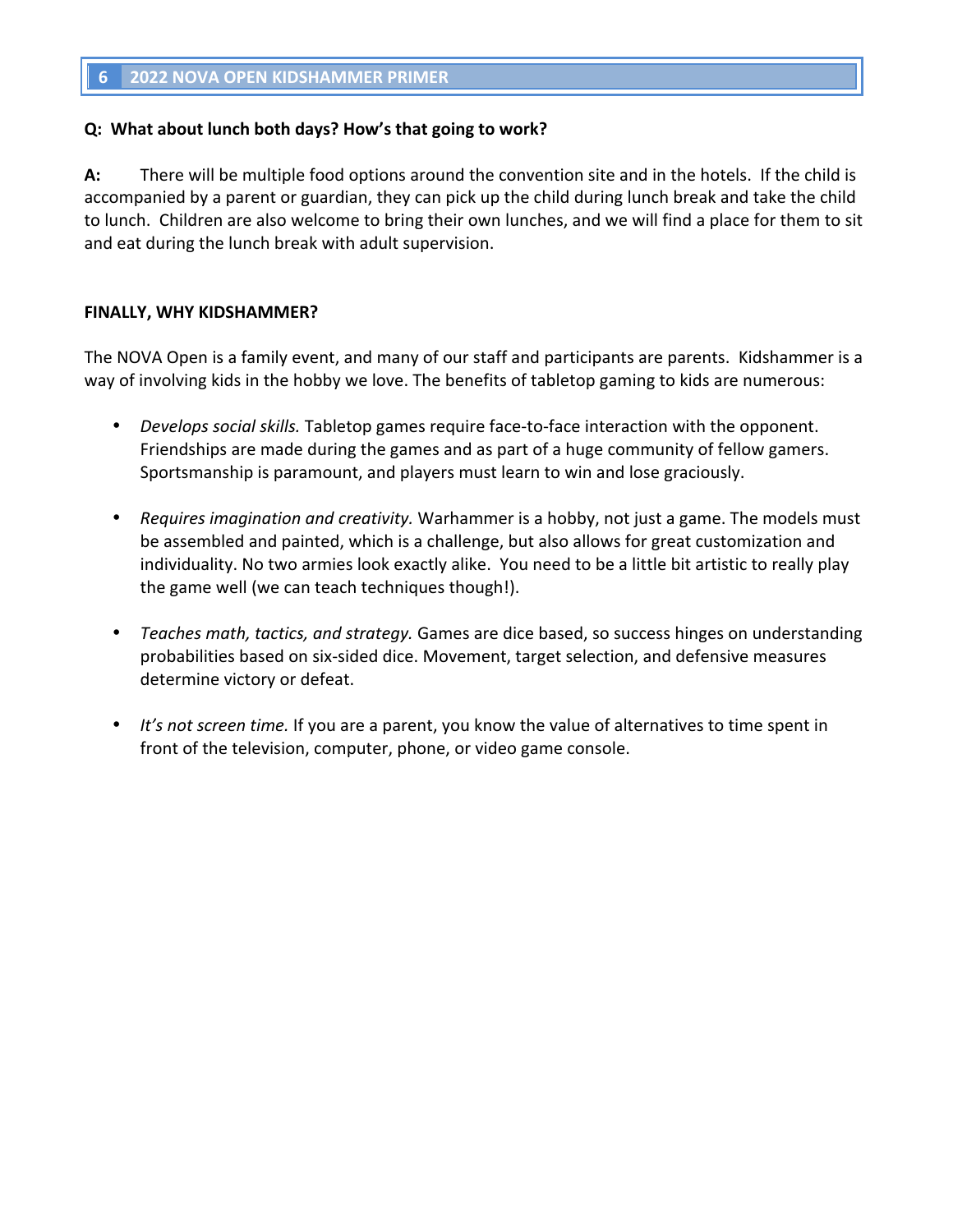**Q: What about lunch both days? How's that going to work?**

**A:** There will be multiple food options around the convention site and in the hotels. If the child is accompanied by a parent or guardian, they can pick up the child during lunch break and take the child to lunch. Children are also welcome to bring their own lunches, and we will find a place for them to sit and eat during the lunch break with adult supervision.

**FINALLY, WHY KIDSHAMMER?**

The NOVA Open is a family event, and many of our staff and participants are parents. Kidshammer is a way of involving kids in the hobby we love. The benefits of tabletop gaming to kids are numerous:

- *Develops social skills.* Tabletop games require face-to-face interaction with the opponent. Friendships are made during the games and as part of a huge community of fellow gamers. Sportsmanship is paramount, and players must learn to win and lose graciously.

- *Requires imagination and creativity.* Warhammer is a hobby, not just a game. The models must be assembled and painted, which is a challenge, but also allows for great customization and individuality. No two armies look exactly alike. You need to be a little bit artistic to really play the game well (we can teach techniques though!).

- *Teaches math, tactics, and strategy.* Games are dice based, so success hinges on understanding probabilities based on six-sided dice. Movement, target selection, and defensive measures determine victory or defeat.

- *It's not screen time.* If you are a parent, you know the value of alternatives to time spent in front of the television, computer, phone, or video game console.